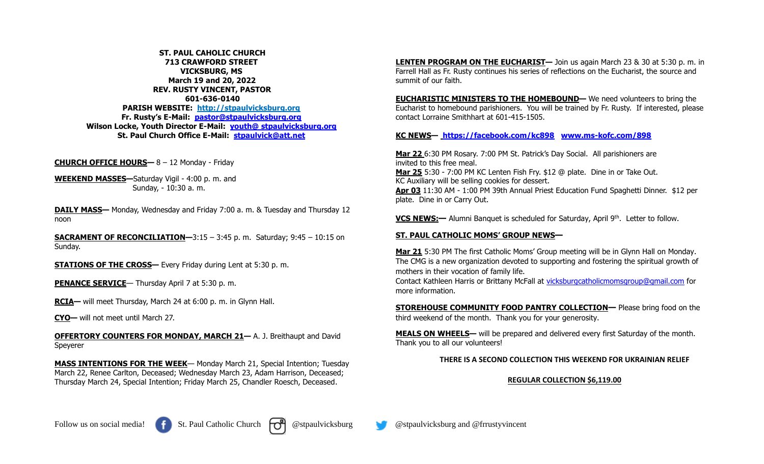**ST. PAUL CAHOLIC CHURCH**
**713 CRAWFORD STREET**
**VICKSBURG, MS**
**March 19 and 20, 2022**
**REV. RUSTY VINCENT, PASTOR**
**601-636-0140**
**PARISH WEBSITE: http://stpaulvicksburg.org**
**Fr. Rusty's E-Mail: pastor@stpaulvicksburg.org**
**Wilson Locke, Youth Director E-Mail: youth@ stpaulvicksburg.org**
**St. Paul Church Office E-Mail: stpaulvick@att.net**

**CHURCH OFFICE HOURS—** 8 – 12 Monday - Friday

**WEEKEND MASSES—**Saturday Vigil - 4:00 p. m. and
Sunday, - 10:30 a. m.

**DAILY MASS—** Monday, Wednesday and Friday 7:00 a. m. & Tuesday and Thursday 12 noon

**SACRAMENT OF RECONCILIATION—**3:15 – 3:45 p. m. Saturday; 9:45 – 10:15 on Sunday.

**STATIONS OF THE CROSS—** Every Friday during Lent at 5:30 p. m.

**PENANCE SERVICE**— Thursday April 7 at 5:30 p. m.

**RCIA—** will meet Thursday, March 24 at 6:00 p. m. in Glynn Hall.

**CYO—** will not meet until March 27.

**OFFERTORY COUNTERS FOR MONDAY, MARCH 21—** A. J. Breithaupt and David Speyerer

**MASS INTENTIONS FOR THE WEEK**— Monday March 21, Special Intention; Tuesday March 22, Renee Carlton, Deceased; Wednesday March 23, Adam Harrison, Deceased; Thursday March 24, Special Intention; Friday March 25, Chandler Roesch, Deceased.

**LENTEN PROGRAM ON THE EUCHARIST—** Join us again March 23 & 30 at 5:30 p. m. in Farrell Hall as Fr. Rusty continues his series of reflections on the Eucharist, the source and summit of our faith.

**EUCHARISTIC MINISTERS TO THE HOMEBOUND—** We need volunteers to bring the Eucharist to homebound parishioners. You will be trained by Fr. Rusty. If interested, please contact Lorraine Smithhart at 601-415-1505.

**KC NEWS— https://facebook.com/kc898 www.ms-kofc.com/898**

**Mar 22** 6:30 PM Rosary. 7:00 PM St. Patrick's Day Social. All parishioners are invited to this free meal.
**Mar 25** 5:30 - 7:00 PM KC Lenten Fish Fry. $12 @ plate. Dine in or Take Out. KC Auxiliary will be selling cookies for dessert.
**Apr 03** 11:30 AM - 1:00 PM 39th Annual Priest Education Fund Spaghetti Dinner. $12 per plate. Dine in or Carry Out.

**VCS NEWS:—** Alumni Banquet is scheduled for Saturday, April 9th. Letter to follow.

**ST. PAUL CATHOLIC MOMS' GROUP NEWS—**

**Mar 21** 5:30 PM The first Catholic Moms' Group meeting will be in Glynn Hall on Monday. The CMG is a new organization devoted to supporting and fostering the spiritual growth of mothers in their vocation of family life.
Contact Kathleen Harris or Brittany McFall at vicksburgcatholicmomsgroup@gmail.com for more information.

**STOREHOUSE COMMUNITY FOOD PANTRY COLLECTION—** Please bring food on the third weekend of the month. Thank you for your generosity.

**MEALS ON WHEELS—** will be prepared and delivered every first Saturday of the month. Thank you to all our volunteers!

**THERE IS A SECOND COLLECTION THIS WEEKEND FOR UKRAINIAN RELIEF**

**REGULAR COLLECTION $6,119.00**

Follow us on social media! St. Paul Catholic Church @stpaulvicksburg @stpaulvicksburg and @frrustyvincent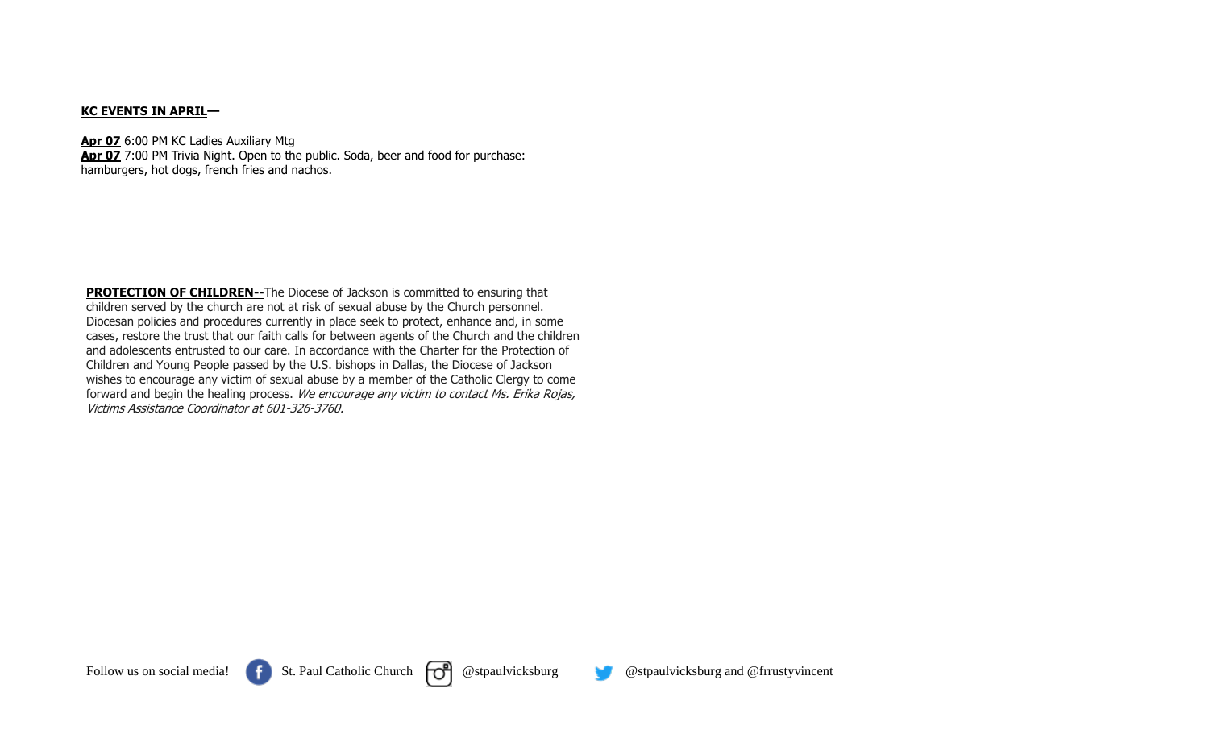**KC EVENTS IN APRIL—**

**Apr 07** 6:00 PM KC Ladies Auxiliary Mtg
**Apr 07** 7:00 PM Trivia Night. Open to the public. Soda, beer and food for purchase: hamburgers, hot dogs, french fries and nachos.

**PROTECTION OF CHILDREN--**The Diocese of Jackson is committed to ensuring that children served by the church are not at risk of sexual abuse by the Church personnel. Diocesan policies and procedures currently in place seek to protect, enhance and, in some cases, restore the trust that our faith calls for between agents of the Church and the children and adolescents entrusted to our care. In accordance with the Charter for the Protection of Children and Young People passed by the U.S. bishops in Dallas, the Diocese of Jackson wishes to encourage any victim of sexual abuse by a member of the Catholic Clergy to come forward and begin the healing process. *We encourage any victim to contact Ms. Erika Rojas, Victims Assistance Coordinator at 601-326-3760.*

Follow us on social media! St. Paul Catholic Church @stpaulvicksburg @stpaulvicksburg and @frrustyvincent